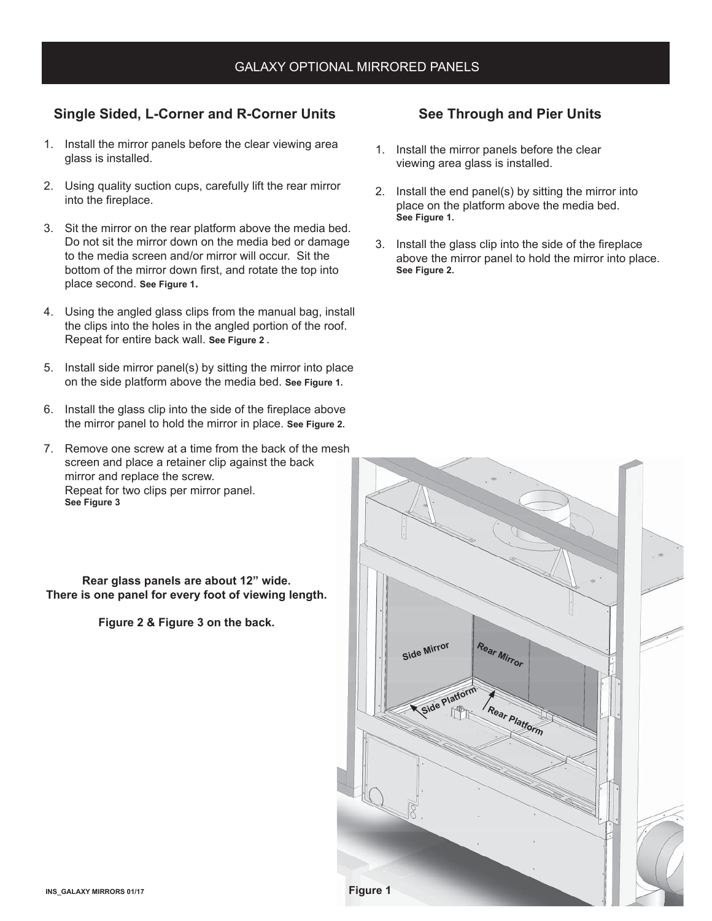# GALAXY OPTIONAL MIRRORED PANELS

## Single Sided, L-Corner and R-Corner Units

1. Install the mirror panels before the clear viewing area glass is installed.
2. Using quality suction cups, carefully lift the rear mirror into the fireplace.
3. Sit the mirror on the rear platform above the media bed. Do not sit the mirror down on the media bed or damage to the media screen and/or mirror will occur. Sit the bottom of the mirror down first, and rotate the top into place second. **See Figure 1.**
4. Using the angled glass clips from the manual bag, install the clips into the holes in the angled portion of the roof. Repeat for entire back wall. **See Figure 2 .**
5. Install side mirror panel(s) by sitting the mirror into place on the side platform above the media bed. **See Figure 1.**
6. Install the glass clip into the side of the fireplace above the mirror panel to hold the mirror in place. **See Figure 2.**
7. Remove one screw at a time from the back of the mesh screen and place a retainer clip against the back mirror and replace the screw.
   Repeat for two clips per mirror panel.
   **See Figure 3**

**Rear glass panels are about 12" wide.**
**There is one panel for every foot of viewing length.**

**Figure 2 & Figure 3 on the back.**

## See Through and Pier Units

1. Install the mirror panels before the clear viewing area glass is installed.
2. Install the end panel(s) by sitting the mirror into place on the platform above the media bed. **See Figure 1.**
3. Install the glass clip into the side of the fireplace above the mirror panel to hold the mirror into place. **See Figure 2.**

Side Mirror | Rear Mirror | Side Platform | Rear Platform

**Figure 1**

INS_GALAXY MIRRORS 01/17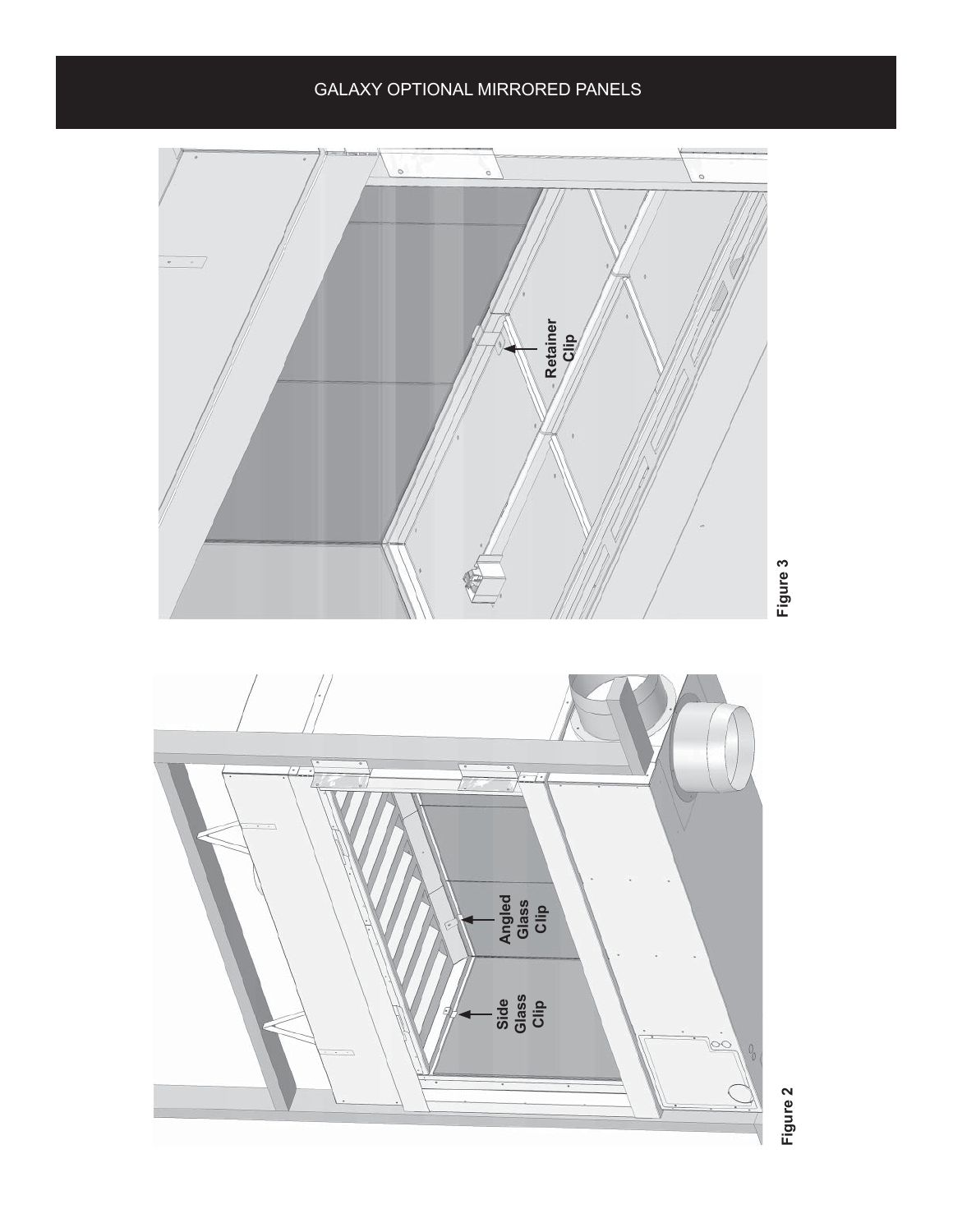# GALAXY OPTIONAL MIRRORED PANELS

Angled Glass Clip

Side Glass Clip

Figure 2

Retainer Clip

Figure 3